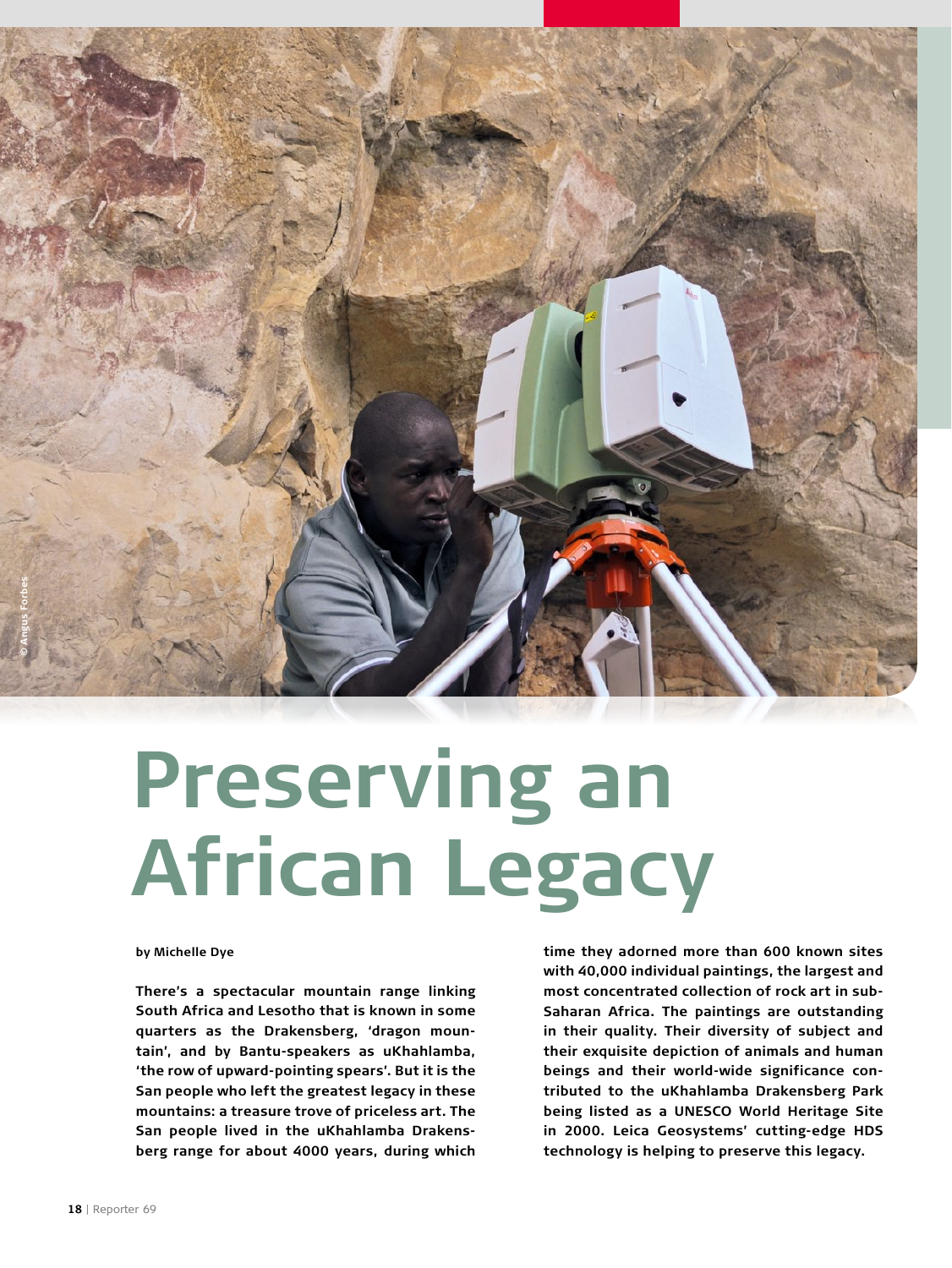# Preserving an African Legacy

by Michelle Dye

**There's a spectacular mountain range linking South Africa and Lesotho that is known in some quarters as the Drakensberg, 'dragon mountain', and by Bantu-speakers as uKhahlamba, 'the row of upward-pointing spears'. But it is the San people who left the greatest legacy in these mountains: a treasure trove of priceless art. The San people lived in the uKhahlamba Drakensberg range for about 4000 years, during which time they adorned more than 600 known sites with 40,000 individual paintings, the largest and most concentrated collection of rock art in sub-Saharan Africa. The paintings are outstanding in their quality. Their diversity of subject and their exquisite depiction of animals and human beings and their world-wide significance contributed to the uKhahlamba Drakensberg Park being listed as a UNESCO World Heritage Site in 2000. Leica Geosystems' cutting-edge HDS technology is helping to preserve this legacy.**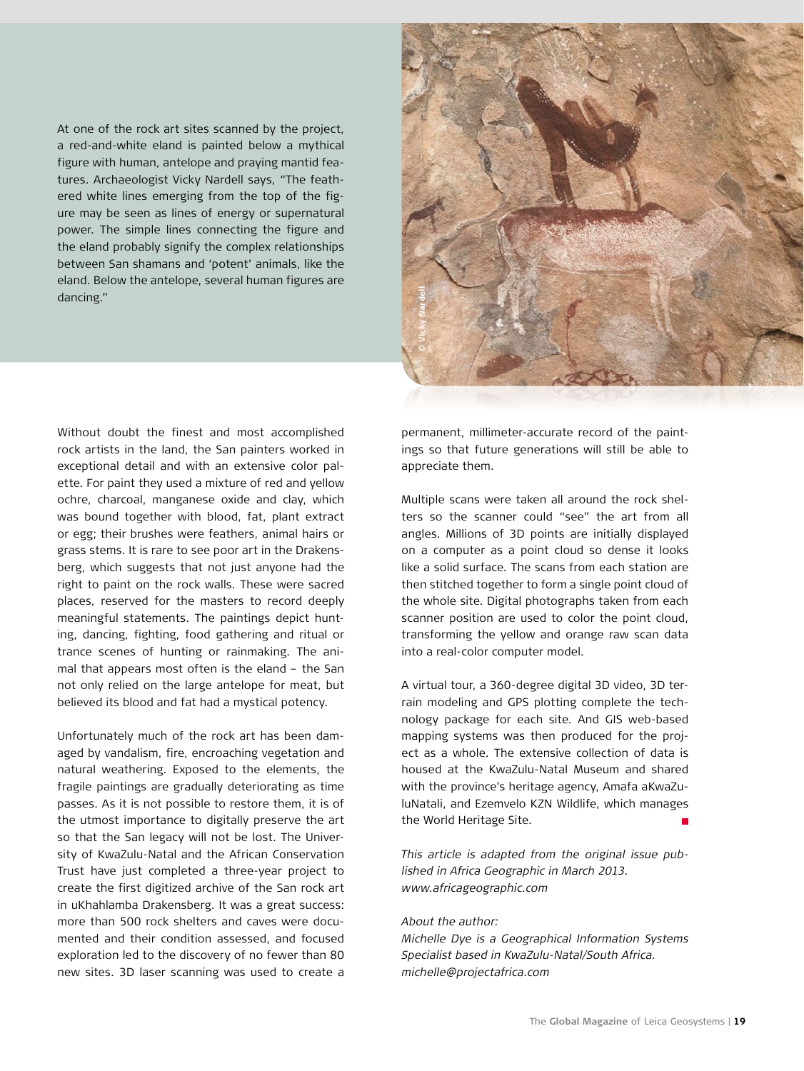At one of the rock art sites scanned by the project, a red-and-white eland is painted below a mythical figure with human, antelope and praying mantid features. Archaeologist Vicky Nardell says, "The feathered white lines emerging from the top of the figure may be seen as lines of energy or supernatural power. The simple lines connecting the figure and the eland probably signify the complex relationships between San shamans and 'potent' animals, like the eland. Below the antelope, several human figures are dancing."

© Vicky Nardell

Without doubt the finest and most accomplished rock artists in the land, the San painters worked in exceptional detail and with an extensive color palette. For paint they used a mixture of red and yellow ochre, charcoal, manganese oxide and clay, which was bound together with blood, fat, plant extract or egg; their brushes were feathers, animal hairs or grass stems. It is rare to see poor art in the Drakensberg, which suggests that not just anyone had the right to paint on the rock walls. These were sacred places, reserved for the masters to record deeply meaningful statements. The paintings depict hunting, dancing, fighting, food gathering and ritual or trance scenes of hunting or rainmaking. The animal that appears most often is the eland – the San not only relied on the large antelope for meat, but believed its blood and fat had a mystical potency.

Unfortunately much of the rock art has been damaged by vandalism, fire, encroaching vegetation and natural weathering. Exposed to the elements, the fragile paintings are gradually deteriorating as time passes. As it is not possible to restore them, it is of the utmost importance to digitally preserve the art so that the San legacy will not be lost. The University of KwaZulu-Natal and the African Conservation Trust have just completed a three-year project to create the first digitized archive of the San rock art in uKhahlamba Drakensberg. It was a great success: more than 500 rock shelters and caves were documented and their condition assessed, and focused exploration led to the discovery of no fewer than 80 new sites. 3D laser scanning was used to create a permanent, millimeter-accurate record of the paintings so that future generations will still be able to appreciate them.

Multiple scans were taken all around the rock shelters so the scanner could "see" the art from all angles. Millions of 3D points are initially displayed on a computer as a point cloud so dense it looks like a solid surface. The scans from each station are then stitched together to form a single point cloud of the whole site. Digital photographs taken from each scanner position are used to color the point cloud, transforming the yellow and orange raw scan data into a real-color computer model.

A virtual tour, a 360-degree digital 3D video, 3D terrain modeling and GPS plotting complete the technology package for each site. And GIS web-based mapping systems was then produced for the project as a whole. The extensive collection of data is housed at the KwaZulu-Natal Museum and shared with the province's heritage agency, Amafa aKwaZuluNatali, and Ezemvelo KZN Wildlife, which manages the World Heritage Site.

*This article is adapted from the original issue published in Africa Geographic in March 2013.*
*www.africageographic.com*

*About the author:*
*Michelle Dye is a Geographical Information Systems Specialist based in KwaZulu-Natal/South Africa.*
*michelle@projectafrica.com*